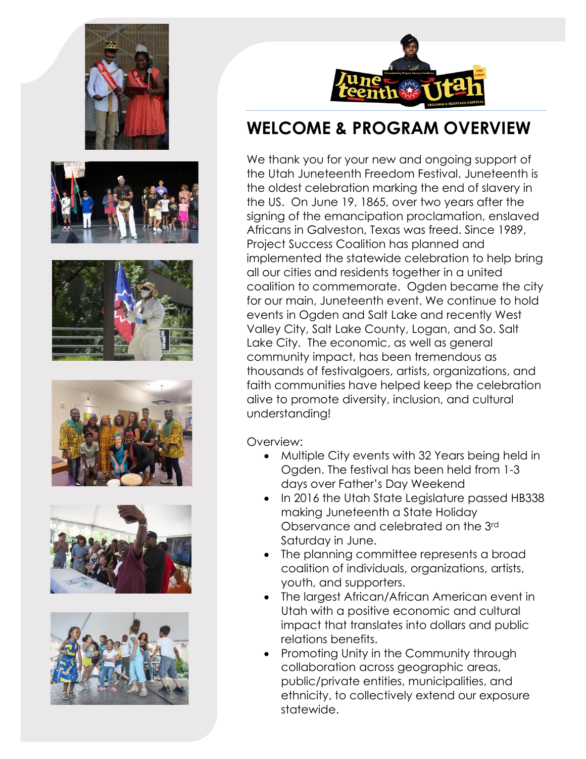## WELCOME & PROGRAM OVERVIEW

We thank you for your new and ongoing support of the Utah Juneteenth Freedom Festival. Juneteenth is the oldest celebration marking the end of slavery in the US. On June 19, 1865, over two years after the signing of the emancipation proclamation, enslaved Africans in Galveston, Texas was freed. Since 1989, Project Success Coalition has planned and implemented the statewide celebration to help bring all our cities and residents together in a united coalition to commemorate. Ogden became the city for our main, Juneteenth event. We continue to hold events in Ogden and Salt Lake and recently West Valley City, Salt Lake County, Logan, and So. Salt Lake City. The economic, as well as general community impact, has been tremendous as thousands of festivalgoers, artists, organizations, and faith communities have helped keep the celebration alive to promote diversity, inclusion, and cultural understanding!

Overview:

- Multiple City events with 32 Years being held in Ogden. The festival has been held from 1-3 days over Father's Day Weekend
- In 2016 the Utah State Legislature passed HB338 making Juneteenth a State Holiday Observance and celebrated on the 3rd Saturday in June.
- The planning committee represents a broad coalition of individuals, organizations, artists, youth, and supporters.
- The largest African/African American event in Utah with a positive economic and cultural impact that translates into dollars and public relations benefits.
- Promoting Unity in the Community through collaboration across geographic areas, public/private entities, municipalities, and ethnicity, to collectively extend our exposure statewide.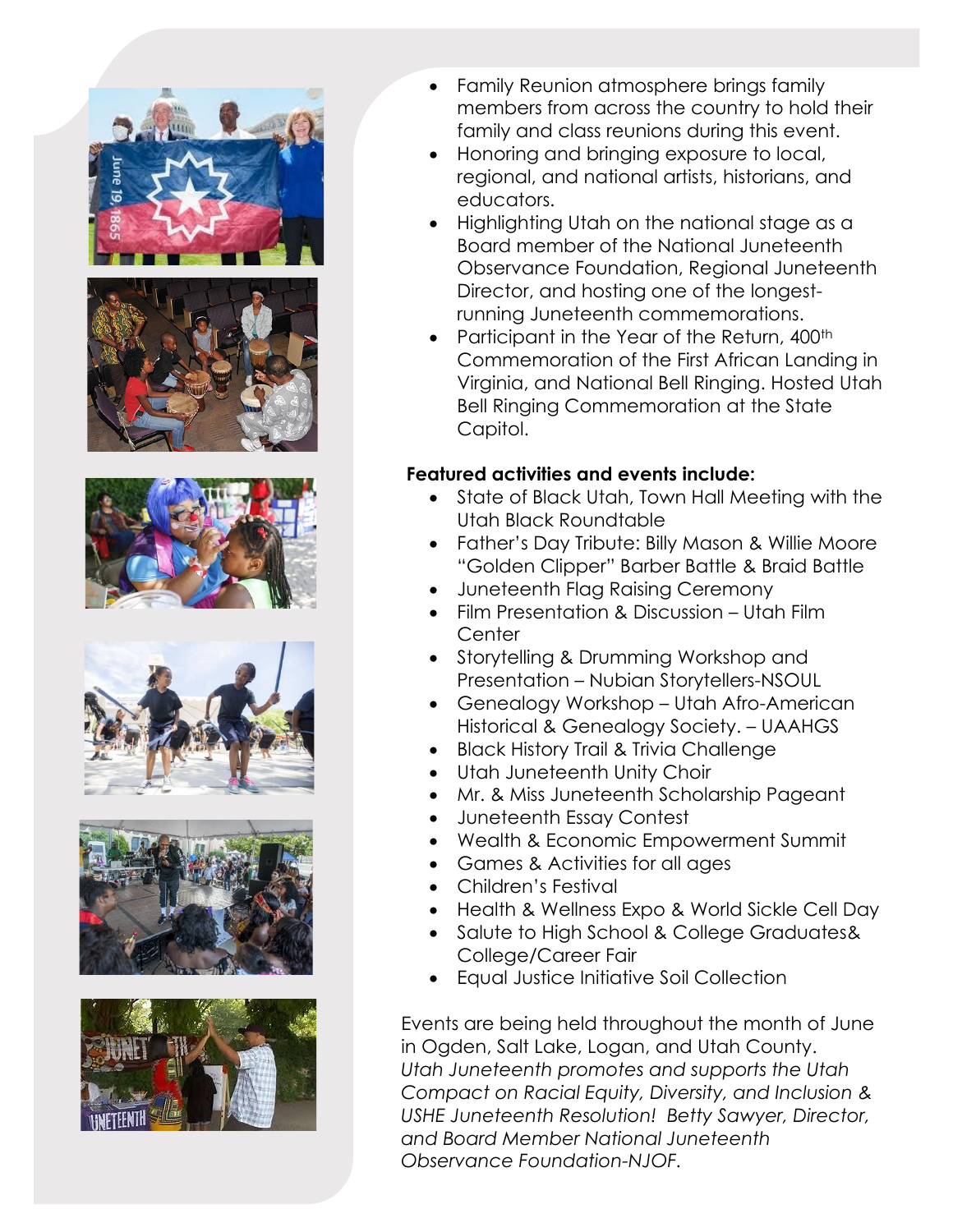- Family Reunion atmosphere brings family members from across the country to hold their family and class reunions during this event.
- Honoring and bringing exposure to local, regional, and national artists, historians, and educators.
- Highlighting Utah on the national stage as a Board member of the National Juneteenth Observance Foundation, Regional Juneteenth Director, and hosting one of the longest-running Juneteenth commemorations.
- Participant in the Year of the Return, 400th Commemoration of the First African Landing in Virginia, and National Bell Ringing. Hosted Utah Bell Ringing Commemoration at the State Capitol.

**Featured activities and events include:**

- State of Black Utah, Town Hall Meeting with the Utah Black Roundtable
- Father's Day Tribute: Billy Mason & Willie Moore "Golden Clipper" Barber Battle & Braid Battle
- Juneteenth Flag Raising Ceremony
- Film Presentation & Discussion – Utah Film Center
- Storytelling & Drumming Workshop and Presentation – Nubian Storytellers-NSOUL
- Genealogy Workshop – Utah Afro-American Historical & Genealogy Society. – UAAHGS
- Black History Trail & Trivia Challenge
- Utah Juneteenth Unity Choir
- Mr. & Miss Juneteenth Scholarship Pageant
- Juneteenth Essay Contest
- Wealth & Economic Empowerment Summit
- Games & Activities for all ages
- Children's Festival
- Health & Wellness Expo & World Sickle Cell Day
- Salute to High School & College Graduates& College/Career Fair
- Equal Justice Initiative Soil Collection

Events are being held throughout the month of June in Ogden, Salt Lake, Logan, and Utah County. *Utah Juneteenth promotes and supports the Utah Compact on Racial Equity, Diversity, and Inclusion & USHE Juneteenth Resolution! Betty Sawyer, Director, and Board Member National Juneteenth Observance Foundation-NJOF.*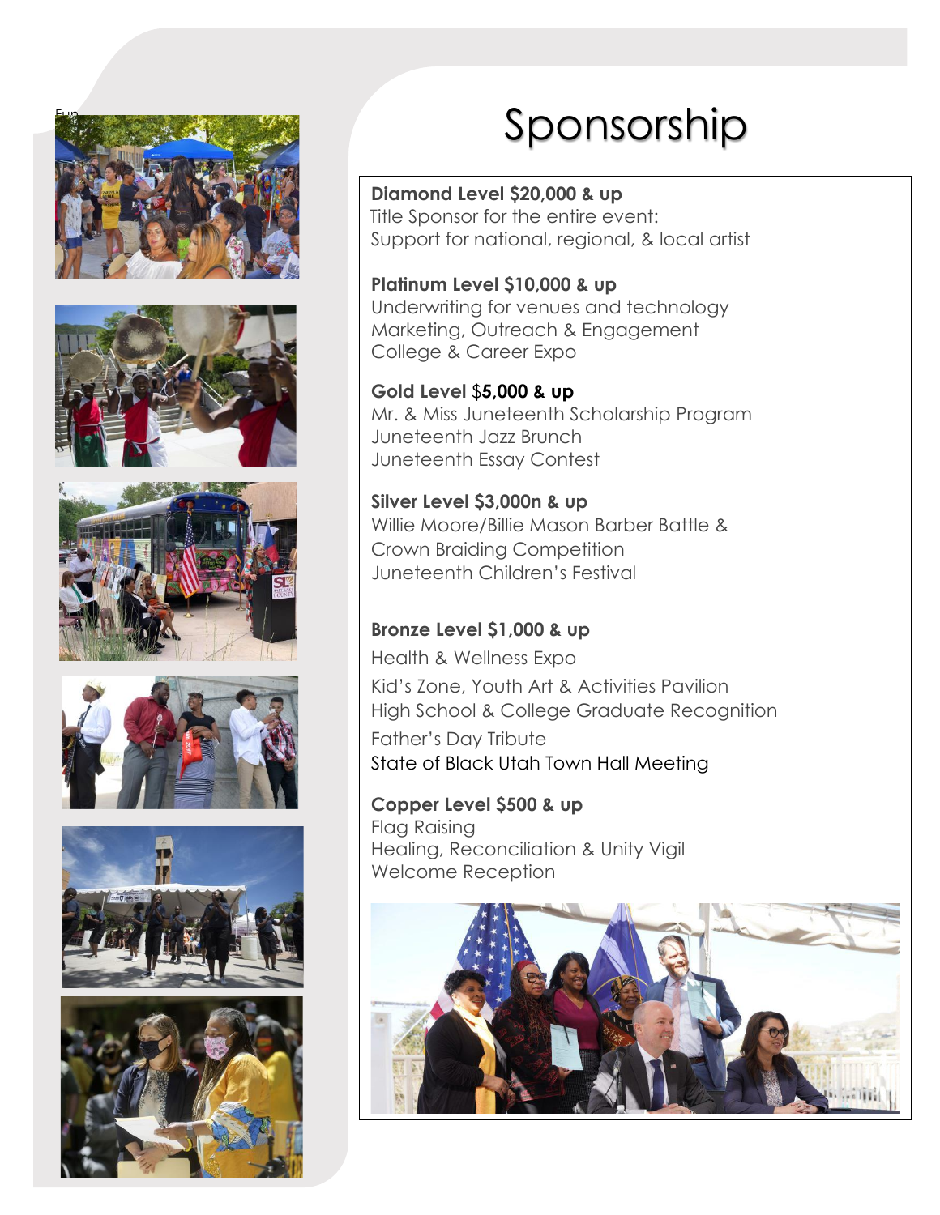Fun

# Sponsorship

**Diamond Level $20,000 & up**
Title Sponsor for the entire event:
Support for national, regional, & local artist

**Platinum Level $10,000 & up**
Underwriting for venues and technology
Marketing, Outreach & Engagement
College & Career Expo

**Gold Level $5,000 & up**
Mr. & Miss Juneteenth Scholarship Program
Juneteenth Jazz Brunch
Juneteenth Essay Contest

**Silver Level $3,000n & up**
Willie Moore/Billie Mason Barber Battle & Crown Braiding Competition
Juneteenth Children's Festival

**Bronze Level $1,000 & up**
Health & Wellness Expo
Kid's Zone, Youth Art & Activities Pavilion
High School & College Graduate Recognition
Father's Day Tribute
State of Black Utah Town Hall Meeting

**Copper Level $500 & up**
Flag Raising
Healing, Reconciliation & Unity Vigil
Welcome Reception